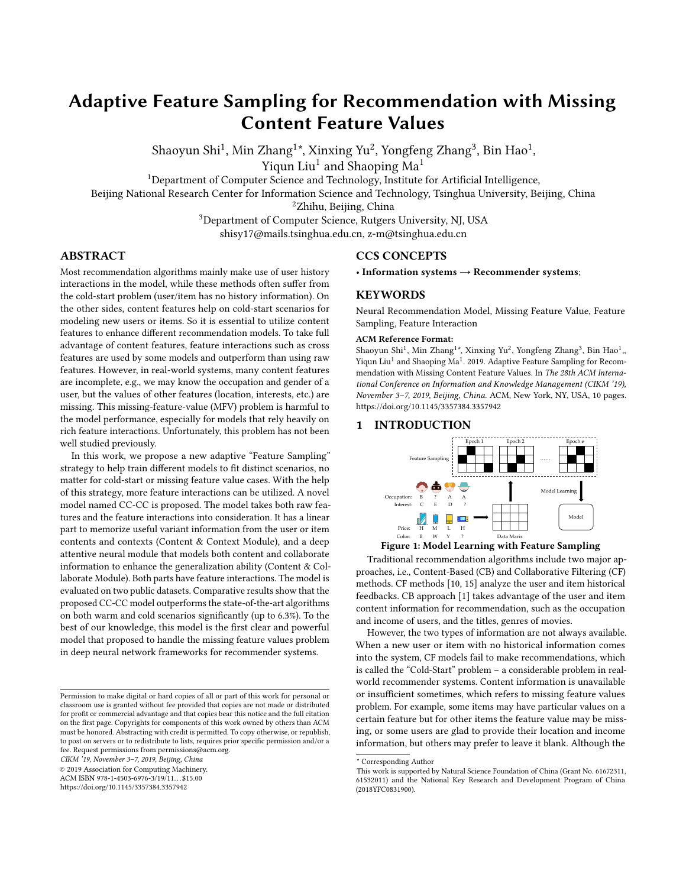# Adaptive Feature Sampling for Recommendation with Missing Content Feature Values

Shaoyun Shi[1], Min Zhang[1]*, Xinxing Yu[2], Yongfeng Zhang[3], Bin Hao[1], Yiqun Liu[1] and Shaoping Ma[1]

[1]Department of Computer Science and Technology, Institute for Artificial Intelligence, Beijing National Research Center for Information Science and Technology, Tsinghua University, Beijing, China

[2]Zhihu, Beijing, China

[3]Department of Computer Science, Rutgers University, NJ, USA

shisy17@mails.tsinghua.edu.cn, z-m@tsinghua.edu.cn

## ABSTRACT

Most recommendation algorithms mainly make use of user history interactions in the model, while these methods often suffer from the cold-start problem (user/item has no history information). On the other sides, content features help on cold-start scenarios for modeling new users or items. So it is essential to utilize content features to enhance different recommendation models. To take full advantage of content features, feature interactions such as cross features are used by some models and outperform than using raw features. However, in real-world systems, many content features are incomplete, e.g., we may know the occupation and gender of a user, but the values of other features (location, interests, etc.) are missing. This missing-feature-value (MFV) problem is harmful to the model performance, especially for models that rely heavily on rich feature interactions. Unfortunately, this problem has not been well studied previously.

In this work, we propose a new adaptive "Feature Sampling" strategy to help train different models to fit distinct scenarios, no matter for cold-start or missing feature value cases. With the help of this strategy, more feature interactions can be utilized. A novel model named CC-CC is proposed. The model takes both raw features and the feature interactions into consideration. It has a linear part to memorize useful variant information from the user or item contents and contexts (Content & Context Module), and a deep attentive neural module that models both content and collaborate information to enhance the generalization ability (Content & Collaborate Module). Both parts have feature interactions. The model is evaluated on two public datasets. Comparative results show that the proposed CC-CC model outperforms the state-of-the-art algorithms on both warm and cold scenarios significantly (up to 6.3%). To the best of our knowledge, this model is the first clear and powerful model that proposed to handle the missing feature values problem in deep neural network frameworks for recommender systems.

## CCS CONCEPTS

• **Information systems → Recommender systems**;

## KEYWORDS

Neural Recommendation Model, Missing Feature Value, Feature Sampling, Feature Interaction

**ACM Reference Format:**

Shaoyun Shi[1], Min Zhang[1]*, Xinxing Yu[2], Yongfeng Zhang[3], Bin Hao[1],, Yiqun Liu[1] and Shaoping Ma[1]. 2019. Adaptive Feature Sampling for Recommendation with Missing Content Feature Values. In *The 28th ACM International Conference on Information and Knowledge Management (CIKM '19), November 3–7, 2019, Beijing, China.* ACM, New York, NY, USA, 10 pages. https://doi.org/10.1145/3357384.3357942

## 1 INTRODUCTION

**Figure 1: Model Learning with Feature Sampling**

Traditional recommendation algorithms include two major approaches, i.e., Content-Based (CB) and Collaborative Filtering (CF) methods. CF methods [10, 15] analyze the user and item historical feedbacks. CB approach [1] takes advantage of the user and item content information for recommendation, such as the occupation and income of users, and the titles, genres of movies.

However, the two types of information are not always available. When a new user or item with no historical information comes into the system, CF models fail to make recommendations, which is called the "Cold-Start" problem – a considerable problem in real-world recommender systems. Content information is unavailable or insufficient sometimes, which refers to missing feature values problem. For example, some items may have particular values on a certain feature but for other items the feature value may be missing, or some users are glad to provide their location and income information, but others may prefer to leave it blank. Although the

Permission to make digital or hard copies of all or part of this work for personal or classroom use is granted without fee provided that copies are not made or distributed for profit or commercial advantage and that copies bear this notice and the full citation on the first page. Copyrights for components of this work owned by others than ACM must be honored. Abstracting with credit is permitted. To copy otherwise, or republish, to post on servers or to redistribute to lists, requires prior specific permission and/or a fee. Request permissions from permissions@acm.org.

*CIKM '19, November 3–7, 2019, Beijing, China*

© 2019 Association for Computing Machinery.

ACM ISBN 978-1-4503-6976-3/19/11…$15.00

https://doi.org/10.1145/3357384.3357942

* Corresponding Author

This work is supported by Natural Science Foundation of China (Grant No. 61672311, 61532011) and the National Key Research and Development Program of China (2018YFC0831900).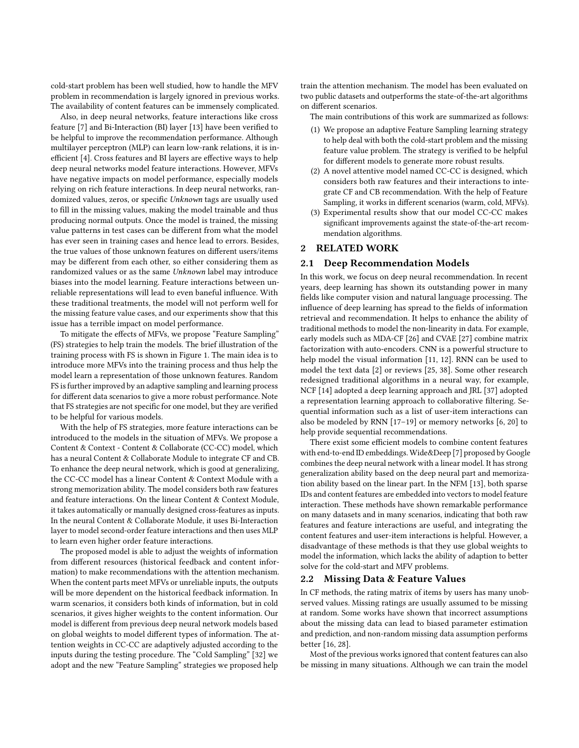cold-start problem has been well studied, how to handle the MFV problem in recommendation is largely ignored in previous works. The availability of content features can be immensely complicated.

Also, in deep neural networks, feature interactions like cross feature [7] and Bi-Interaction (BI) layer [13] have been verified to be helpful to improve the recommendation performance. Although multilayer perceptron (MLP) can learn low-rank relations, it is inefficient [4]. Cross features and BI layers are effective ways to help deep neural networks model feature interactions. However, MFVs have negative impacts on model performance, especially models relying on rich feature interactions. In deep neural networks, randomized values, zeros, or specific *Unknown* tags are usually used to fill in the missing values, making the model trainable and thus producing normal outputs. Once the model is trained, the missing value patterns in test cases can be different from what the model has ever seen in training cases and hence lead to errors. Besides, the true values of those unknown features on different users/items may be different from each other, so either considering them as randomized values or as the same *Unknown* label may introduce biases into the model learning. Feature interactions between unreliable representations will lead to even baneful influence. With these traditional treatments, the model will not perform well for the missing feature value cases, and our experiments show that this issue has a terrible impact on model performance.

To mitigate the effects of MFVs, we propose "Feature Sampling" (FS) strategies to help train the models. The brief illustration of the training process with FS is shown in Figure 1. The main idea is to introduce more MFVs into the training process and thus help the model learn a representation of those unknown features. Random FS is further improved by an adaptive sampling and learning process for different data scenarios to give a more robust performance. Note that FS strategies are not specific for one model, but they are verified to be helpful for various models.

With the help of FS strategies, more feature interactions can be introduced to the models in the situation of MFVs. We propose a Content & Context - Content & Collaborate (CC-CC) model, which has a neural Content & Collaborate Module to integrate CF and CB. To enhance the deep neural network, which is good at generalizing, the CC-CC model has a linear Content & Context Module with a strong memorization ability. The model considers both raw features and feature interactions. On the linear Content & Context Module, it takes automatically or manually designed cross-features as inputs. In the neural Content & Collaborate Module, it uses Bi-Interaction layer to model second-order feature interactions and then uses MLP to learn even higher order feature interactions.

The proposed model is able to adjust the weights of information from different resources (historical feedback and content information) to make recommendations with the attention mechanism. When the content parts meet MFVs or unreliable inputs, the outputs will be more dependent on the historical feedback information. In warm scenarios, it considers both kinds of information, but in cold scenarios, it gives higher weights to the content information. Our model is different from previous deep neural network models based on global weights to model different types of information. The attention weights in CC-CC are adaptively adjusted according to the inputs during the testing procedure. The "Cold Sampling" [32] we adopt and the new "Feature Sampling" strategies we proposed help train the attention mechanism. The model has been evaluated on two public datasets and outperforms the state-of-the-art algorithms on different scenarios.

The main contributions of this work are summarized as follows:

1. We propose an adaptive Feature Sampling learning strategy to help deal with both the cold-start problem and the missing feature value problem. The strategy is verified to be helpful for different models to generate more robust results.
2. A novel attentive model named CC-CC is designed, which considers both raw features and their interactions to integrate CF and CB recommendation. With the help of Feature Sampling, it works in different scenarios (warm, cold, MFVs).
3. Experimental results show that our model CC-CC makes significant improvements against the state-of-the-art recommendation algorithms.

## 2 RELATED WORK

### 2.1 Deep Recommendation Models

In this work, we focus on deep neural recommendation. In recent years, deep learning has shown its outstanding power in many fields like computer vision and natural language processing. The influence of deep learning has spread to the fields of information retrieval and recommendation. It helps to enhance the ability of traditional methods to model the non-linearity in data. For example, early models such as MDA-CF [26] and CVAE [27] combine matrix factorization with auto-encoders. CNN is a powerful structure to help model the visual information [11, 12]. RNN can be used to model the text data [2] or reviews [25, 38]. Some other research redesigned traditional algorithms in a neural way, for example, NCF [14] adopted a deep learning approach and JRL [37] adopted a representation learning approach to collaborative filtering. Sequential information such as a list of user-item interactions can also be modeled by RNN [17–19] or memory networks [6, 20] to help provide sequential recommendations.

There exist some efficient models to combine content features with end-to-end ID embeddings. Wide&Deep [7] proposed by Google combines the deep neural network with a linear model. It has strong generalization ability based on the deep neural part and memorization ability based on the linear part. In the NFM [13], both sparse IDs and content features are embedded into vectors to model feature interaction. These methods have shown remarkable performance on many datasets and in many scenarios, indicating that both raw features and feature interactions are useful, and integrating the content features and user-item interactions is helpful. However, a disadvantage of these methods is that they use global weights to model the information, which lacks the ability of adaption to better solve for the cold-start and MFV problems.

### 2.2 Missing Data & Feature Values

In CF methods, the rating matrix of items by users has many unobserved values. Missing ratings are usually assumed to be missing at random. Some works have shown that incorrect assumptions about the missing data can lead to biased parameter estimation and prediction, and non-random missing data assumption performs better [16, 28].

Most of the previous works ignored that content features can also be missing in many situations. Although we can train the model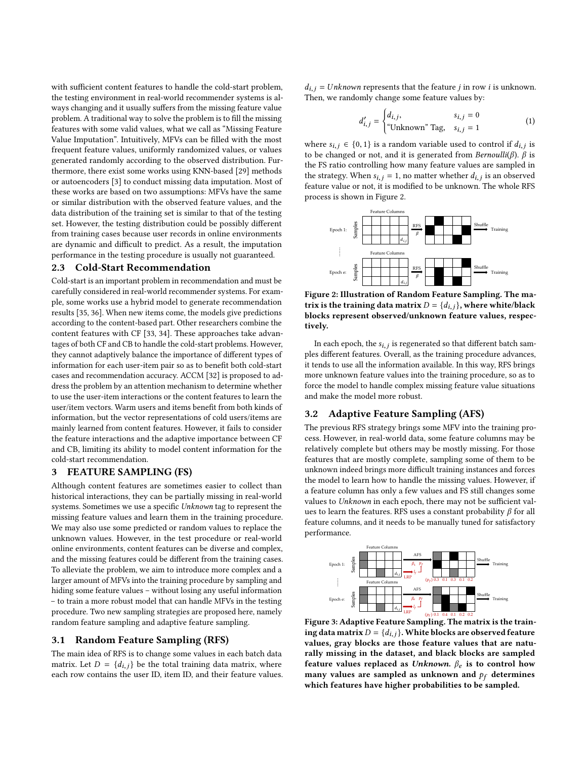with sufficient content features to handle the cold-start problem, the testing environment in real-world recommender systems is always changing and it usually suffers from the missing feature value problem. A traditional way to solve the problem is to fill the missing features with some valid values, what we call as "Missing Feature Value Imputation". Intuitively, MFVs can be filled with the most frequent feature values, uniformly randomized values, or values generated randomly according to the observed distribution. Furthermore, there exist some works using KNN-based [29] methods or autoencoders [3] to conduct missing data imputation. Most of these works are based on two assumptions: MFVs have the same or similar distribution with the observed feature values, and the data distribution of the training set is similar to that of the testing set. However, the testing distribution could be possibly different from training cases because user records in online environments are dynamic and difficult to predict. As a result, the imputation performance in the testing procedure is usually not guaranteed.

## 2.3 Cold-Start Recommendation

Cold-start is an important problem in recommendation and must be carefully considered in real-world recommender systems. For example, some works use a hybrid model to generate recommendation results [35, 36]. When new items come, the models give predictions according to the content-based part. Other researchers combine the content features with CF [33, 34]. These approaches take advantages of both CF and CB to handle the cold-start problems. However, they cannot adaptively balance the importance of different types of information for each user-item pair so as to benefit both cold-start cases and recommendation accuracy. ACCM [32] is proposed to address the problem by an attention mechanism to determine whether to use the user-item interactions or the content features to learn the user/item vectors. Warm users and items benefit from both kinds of information, but the vector representations of cold users/items are mainly learned from content features. However, it fails to consider the feature interactions and the adaptive importance between CF and CB, limiting its ability to model content information for the cold-start recommendation.

# 3 FEATURE SAMPLING (FS)

Although content features are sometimes easier to collect than historical interactions, they can be partially missing in real-world systems. Sometimes we use a specific *Unknown* tag to represent the missing feature values and learn them in the training procedure. We may also use some predicted or random values to replace the unknown values. However, in the test procedure or real-world online environments, content features can be diverse and complex, and the missing features could be different from the training cases. To alleviate the problem, we aim to introduce more complex and a larger amount of MFVs into the training procedure by sampling and hiding some feature values – without losing any useful information – to train a more robust model that can handle MFVs in the testing procedure. Two new sampling strategies are proposed here, namely random feature sampling and adaptive feature sampling.

## 3.1 Random Feature Sampling (RFS)

The main idea of RFS is to change some values in each batch data matrix. Let $D = \{d_{i,j}\}$ be the total training data matrix, where each row contains the user ID, item ID, and their feature values. $d_{i,j} = Unknown$ represents that the feature $j$ in row $i$ is unknown. Then, we randomly change some feature values by:

$$d'_{i,j} = \begin{cases} d_{i,j}, & s_{i,j} = 0 \\ \text{"Unknown" Tag}, & s_{i,j} = 1 \end{cases} \tag{1}$$

where $s_{i,j} \in \{0, 1\}$ is a random variable used to control if $d_{i,j}$ is to be changed or not, and it is generated from $Bernoulli(\beta)$. $\beta$ is the FS ratio controlling how many feature values are sampled in the strategy. When $s_{i,j} = 1$, no matter whether $d_{i,j}$ is an observed feature value or not, it is modified to be unknown. The whole RFS process is shown in Figure 2.

Feature Columns
Epoch 1:
Samples
$d_{i,j}$
RFS
$\beta$
Shuffle
Training
Feature Columns
Epoch e:
Samples
$d_{i,j}$
RFS
$\beta$
Shuffle
Training

**Figure 2: Illustration of Random Feature Sampling. The matrix is the training data matrix $D = \{d_{i,j}\}$, where white/black blocks represent observed/unknown feature values, respectively.**

In each epoch, the $s_{i,j}$ is regenerated so that different batch samples different features. Overall, as the training procedure advances, it tends to use all the information available. In this way, RFS brings more unknown feature values into the training procedure, so as to force the model to handle complex missing feature value situations and make the model more robust.

## 3.2 Adaptive Feature Sampling (AFS)

The previous RFS strategy brings some MFV into the training process. However, in real-world data, some feature columns may be relatively complete but others may be mostly missing. For those features that are mostly complete, sampling some of them to be unknown indeed brings more difficult training instances and forces the model to learn how to handle the missing values. However, if a feature column has only a few values and FS still changes some values to *Unknown* in each epoch, there may not be sufficient values to learn the features. RFS uses a constant probability $\beta$ for all feature columns, and it needs to be manually tuned for satisfactory performance.

Feature Columns
Epoch 1:
Samples
$d_{i,j}$
AFS
$\beta_1$ $p_f$
$I_f$
LRP
$(p_f)$ 0.3 0.1 0.3 0.1 0.2
Shuffle
Training
Feature Columns
Epoch e:
Samples
$d_{i,j}$
AFS
$\beta_e$ $p_f$
$I_f$
LRP
$(p_f)$ 0.1 0.4 0.1 0.2 0.2
Shuffle
Training

**Figure 3: Adaptive Feature Sampling. The matrix is the training data matrix $D = \{d_{i,j}\}$. White blocks are observed feature values, gray blocks are those feature values that are naturally missing in the dataset, and black blocks are sampled feature values replaced as *Unknown*. $\beta_e$ is to control how many values are sampled as unknown and $p_f$ determines which features have higher probabilities to be sampled.**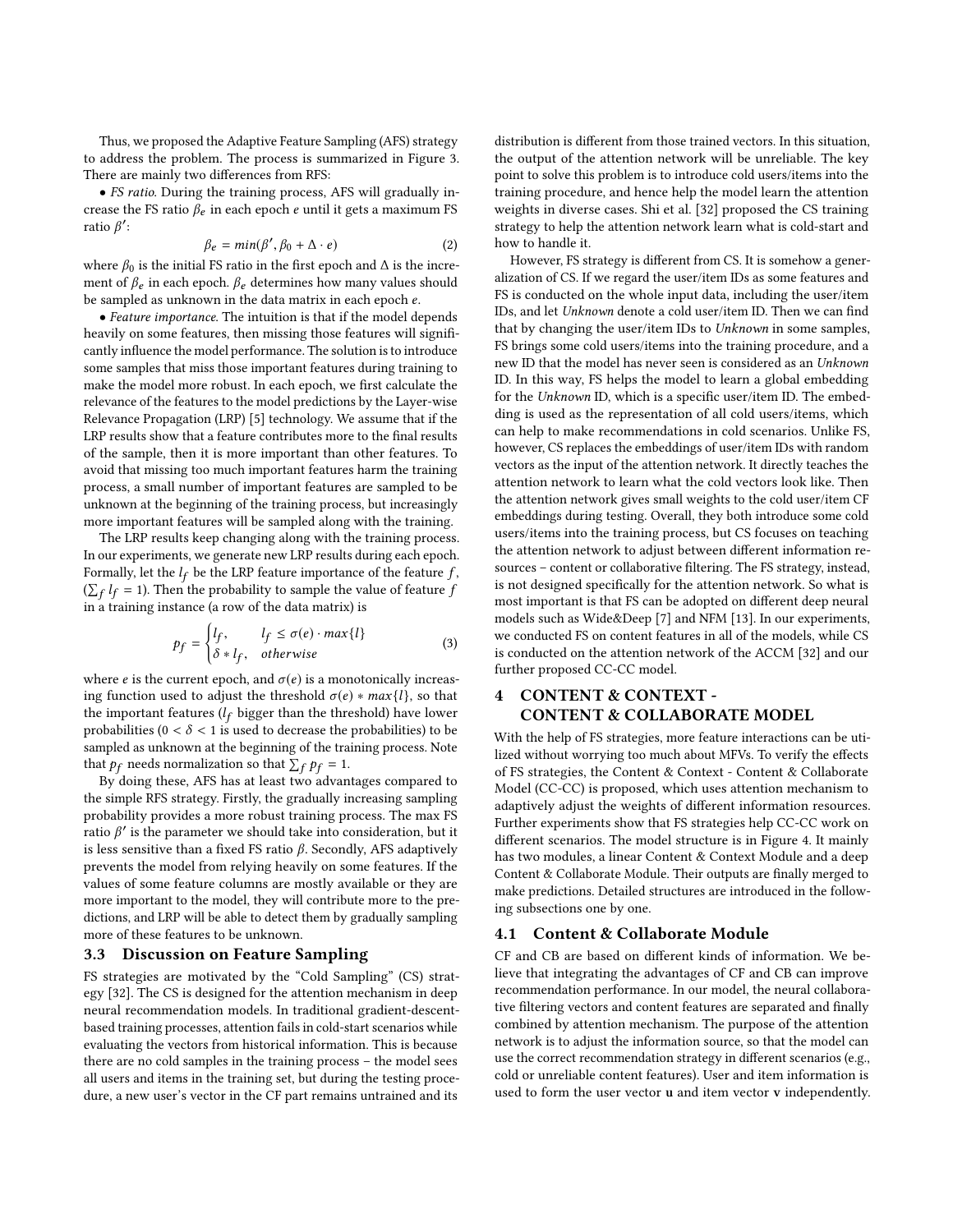Thus, we proposed the Adaptive Feature Sampling (AFS) strategy to address the problem. The process is summarized in Figure 3. There are mainly two differences from RFS:

• *FS ratio.* During the training process, AFS will gradually increase the FS ratio $\beta_e$ in each epoch $e$ until it gets a maximum FS ratio $\beta'$:

$$\beta_e = min(\beta', \beta_0 + \Delta \cdot e) \tag{2}$$

where $\beta_0$ is the initial FS ratio in the first epoch and $\Delta$ is the increment of $\beta_e$ in each epoch. $\beta_e$ determines how many values should be sampled as unknown in the data matrix in each epoch $e$.

• *Feature importance.* The intuition is that if the model depends heavily on some features, then missing those features will significantly influence the model performance. The solution is to introduce some samples that miss those important features during training to make the model more robust. In each epoch, we first calculate the relevance of the features to the model predictions by the Layer-wise Relevance Propagation (LRP) [5] technology. We assume that if the LRP results show that a feature contributes more to the final results of the sample, then it is more important than other features. To avoid that missing too much important features harm the training process, a small number of important features are sampled to be unknown at the beginning of the training process, but increasingly more important features will be sampled along with the training.

The LRP results keep changing along with the training process. In our experiments, we generate new LRP results during each epoch. Formally, let the $l_f$ be the LRP feature importance of the feature $f$, ($\sum_f l_f = 1$). Then the probability to sample the value of feature $f$ in a training instance (a row of the data matrix) is

$$p_f = \begin{cases} l_f, & l_f \le \sigma(e) \cdot max\{l\} \\ \delta * l_f, & otherwise \end{cases} \tag{3}$$

where $e$ is the current epoch, and $\sigma(e)$ is a monotonically increasing function used to adjust the threshold $\sigma(e) * max\{l\}$, so that the important features ($l_f$ bigger than the threshold) have lower probabilities ($0 < \delta < 1$ is used to decrease the probabilities) to be sampled as unknown at the beginning of the training process. Note that $p_f$ needs normalization so that $\sum_f p_f = 1$.

By doing these, AFS has at least two advantages compared to the simple RFS strategy. Firstly, the gradually increasing sampling probability provides a more robust training process. The max FS ratio $\beta'$ is the parameter we should take into consideration, but it is less sensitive than a fixed FS ratio $\beta$. Secondly, AFS adaptively prevents the model from relying heavily on some features. If the values of some feature columns are mostly available or they are more important to the model, they will contribute more to the predictions, and LRP will be able to detect them by gradually sampling more of these features to be unknown.

### 3.3 Discussion on Feature Sampling

FS strategies are motivated by the "Cold Sampling" (CS) strategy [32]. The CS is designed for the attention mechanism in deep neural recommendation models. In traditional gradient-descent-based training processes, attention fails in cold-start scenarios while evaluating the vectors from historical information. This is because there are no cold samples in the training process – the model sees all users and items in the training set, but during the testing procedure, a new user's vector in the CF part remains untrained and its distribution is different from those trained vectors. In this situation, the output of the attention network will be unreliable. The key point to solve this problem is to introduce cold users/items into the training procedure, and hence help the model learn the attention weights in diverse cases. Shi et al. [32] proposed the CS training strategy to help the attention network learn what is cold-start and how to handle it.

However, FS strategy is different from CS. It is somehow a generalization of CS. If we regard the user/item IDs as some features and FS is conducted on the whole input data, including the user/item IDs, and let *Unknown* denote a cold user/item ID. Then we can find that by changing the user/item IDs to *Unknown* in some samples, FS brings some cold users/items into the training procedure, and a new ID that the model has never seen is considered as an *Unknown* ID. In this way, FS helps the model to learn a global embedding for the *Unknown* ID, which is a specific user/item ID. The embedding is used as the representation of all cold users/items, which can help to make recommendations in cold scenarios. Unlike FS, however, CS replaces the embeddings of user/item IDs with random vectors as the input of the attention network. It directly teaches the attention network to learn what the cold vectors look like. Then the attention network gives small weights to the cold user/item CF embeddings during testing. Overall, they both introduce some cold users/items into the training process, but CS focuses on teaching the attention network to adjust between different information resources – content or collaborative filtering. The FS strategy, instead, is not designed specifically for the attention network. So what is most important is that FS can be adopted on different deep neural models such as Wide&Deep [7] and NFM [13]. In our experiments, we conducted FS on content features in all of the models, while CS is conducted on the attention network of the ACCM [32] and our further proposed CC-CC model.

## 4 CONTENT & CONTEXT - CONTENT & COLLABORATE MODEL

With the help of FS strategies, more feature interactions can be utilized without worrying too much about MFVs. To verify the effects of FS strategies, the Content & Context - Content & Collaborate Model (CC-CC) is proposed, which uses attention mechanism to adaptively adjust the weights of different information resources. Further experiments show that FS strategies help CC-CC work on different scenarios. The model structure is in Figure 4. It mainly has two modules, a linear Content & Context Module and a deep Content & Collaborate Module. Their outputs are finally merged to make predictions. Detailed structures are introduced in the following subsections one by one.

### 4.1 Content & Collaborate Module

CF and CB are based on different kinds of information. We believe that integrating the advantages of CF and CB can improve recommendation performance. In our model, the neural collaborative filtering vectors and content features are separated and finally combined by attention mechanism. The purpose of the attention network is to adjust the information source, so that the model can use the correct recommendation strategy in different scenarios (e.g., cold or unreliable content features). User and item information is used to form the user vector **u** and item vector **v** independently.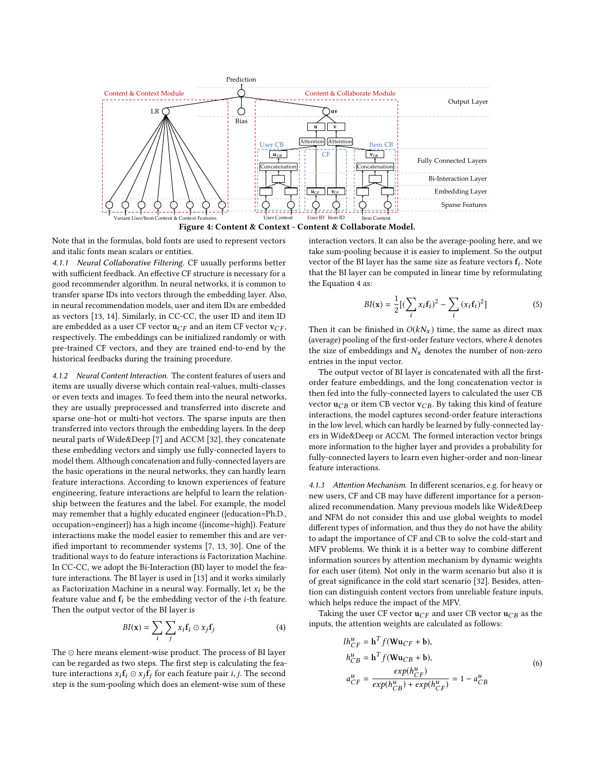**Figure 4: Content & Context - Content & Collaborate Model.**

Note that in the formulas, bold fonts are used to represent vectors and italic fonts mean scalars or entities.

*4.1.1 Neural Collaborative Filtering.* CF usually performs better with sufficient feedback. An effective CF structure is necessary for a good recommender algorithm. In neural networks, it is common to transfer sparse IDs into vectors through the embedding layer. Also, in neural recommendation models, user and item IDs are embedded as vectors [13, 14]. Similarly, in CC-CC, the user ID and item ID are embedded as a user CF vector $\mathbf{u}_{CF}$ and an item CF vector $\mathbf{v}_{CF}$, respectively. The embeddings can be initialized randomly or with pre-trained CF vectors, and they are trained end-to-end by the historical feedbacks during the training procedure.

*4.1.2 Neural Content Interaction.* The content features of users and items are usually diverse which contain real-values, multi-classes or even texts and images. To feed them into the neural networks, they are usually preprocessed and transferred into discrete and sparse one-hot or multi-hot vectors. The sparse inputs are then transferred into vectors through the embedding layers. In the deep neural parts of Wide&Deep [7] and ACCM [32], they concatenate these embedding vectors and simply use fully-connected layers to model them. Although concatenation and fully-connected layers are the basic operations in the neural networks, they can hardly learn feature interactions. According to known experiences of feature engineering, feature interactions are helpful to learn the relationship between the features and the label. For example, the model may remember that a highly educated engineer ({education=Ph.D., occupation=engineer}) has a high income ({income=high}). Feature interactions make the model easier to remember this and are verified important to recommender systems [7, 13, 30]. One of the traditional ways to do feature interactions is Factorization Machine. In CC-CC, we adopt the Bi-Interaction (BI) layer to model the feature interactions. The BI layer is used in [13] and it works similarly as Factorization Machine in a neural way. Formally, let $x_i$ be the feature value and $\mathbf{f}_i$ be the embedding vector of the $i$-th feature. Then the output vector of the BI layer is

$$BI(\mathbf{x}) = \sum_i \sum_j x_i \mathbf{f}_i \odot x_j \mathbf{f}_j \tag{4}$$

The $\odot$ here means element-wise product. The process of BI layer can be regarded as two steps. The first step is calculating the feature interactions $x_i \mathbf{f}_i \odot x_j \mathbf{f}_j$ for each feature pair $i, j$. The second step is the sum-pooling which does an element-wise sum of these interaction vectors. It can also be the average-pooling here, and we take sum-pooling because it is easier to implement. So the output vector of the BI layer has the same size as feature vectors $\mathbf{f}_i$. Note that the BI layer can be computed in linear time by reformulating the Equation 4 as:

$$BI(\mathbf{x}) = \frac{1}{2}[(\sum_i x_i \mathbf{f}_i)^2 - \sum_i (x_i \mathbf{f}_i)^2] \tag{5}$$

Then it can be finished in $O(kN_x)$ time, the same as direct max (average) pooling of the first-order feature vectors, where $k$ denotes the size of embeddings and $N_x$ denotes the number of non-zero entries in the input vector.

The output vector of BI layer is concatenated with all the first-order feature embeddings, and the long concatenation vector is then fed into the fully-connected layers to calculated the user CB vector $\mathbf{u}_{CB}$ or item CB vector $\mathbf{v}_{CB}$. By taking this kind of feature interactions, the model captures second-order feature interactions in the low level, which can hardly be learned by fully-connected layers in Wide&Deep or ACCM. The formed interaction vector brings more information to the higher layer and provides a probability for fully-connected layers to learn even higher-order and non-linear feature interactions.

*4.1.3 Attention Mechanism.* In different scenarios, e.g. for heavy or new users, CF and CB may have different importance for a personalized recommendation. Many previous models like Wide&Deep and NFM do not consider this and use global weights to model different types of information, and thus they do not have the ability to adapt the importance of CF and CB to solve the cold-start and MFV problems. We think it is a better way to combine different information sources by attention mechanism by dynamic weights for each user (item). Not only in the warm scenario but also it is of great significance in the cold start scenario [32]. Besides, attention can distinguish content vectors from unreliable feature inputs, which helps reduce the impact of the MFV.

Taking the user CF vector $\mathbf{u}_{CF}$ and user CB vector $\mathbf{u}_{CB}$ as the inputs, the attention weights are calculated as follows:

$$\begin{aligned}
lh^u_{CF} &= \mathbf{h}^T f(\mathbf{W}\mathbf{u}_{CF} + \mathbf{b}), \\
h^u_{CB} &= \mathbf{h}^T f(\mathbf{W}\mathbf{u}_{CB} + \mathbf{b}), \\
a^u_{CF} &= \frac{exp(h^u_{CF})}{exp(h^u_{CB}) + exp(h^u_{CF})} = 1 - a^u_{CB}
\end{aligned} \tag{6}$$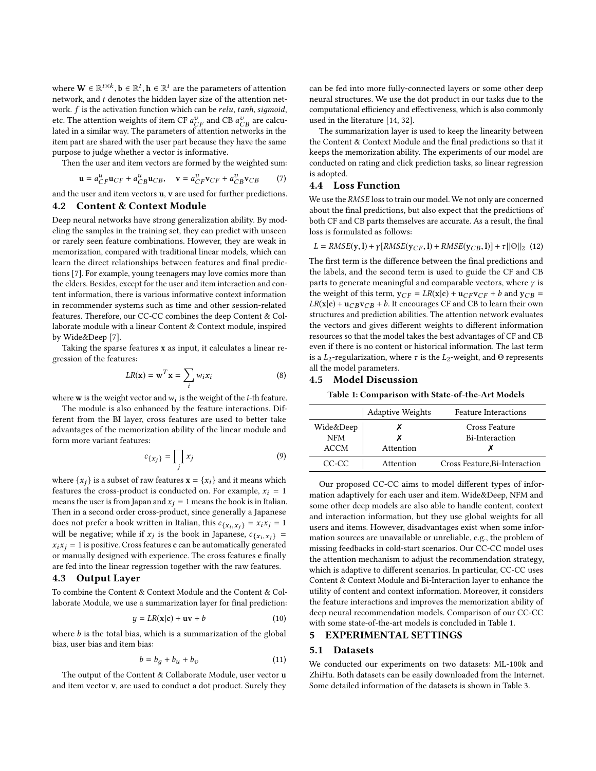where $\mathbf{W} \in \mathbb{R}^{t \times k}, \mathbf{b} \in \mathbb{R}^t, \mathbf{h} \in \mathbb{R}^t$ are the parameters of attention network, and $t$ denotes the hidden layer size of the attention network. $f$ is the activation function which can be *relu*, *tanh*, *sigmoid*, etc. The attention weights of item CF $a^v_{CF}$ and CB $a^v_{CB}$ are calculated in a similar way. The parameters of attention networks in the item part are shared with the user part because they have the same purpose to judge whether a vector is informative.

Then the user and item vectors are formed by the weighted sum:

$$\mathbf{u} = a^u_{CF}\mathbf{u}_{CF} + a^u_{CB}\mathbf{u}_{CB}, \quad \mathbf{v} = a^v_{CF}\mathbf{v}_{CF} + a^v_{CB}\mathbf{v}_{CB} \tag{7}$$

and the user and item vectors $\mathbf{u}$, $\mathbf{v}$ are used for further predictions.

## 4.2 Content & Context Module

Deep neural networks have strong generalization ability. By modeling the samples in the training set, they can predict with unseen or rarely seen feature combinations. However, they are weak in memorization, compared with traditional linear models, which can learn the direct relationships between features and final predictions [7]. For example, young teenagers may love comics more than the elders. Besides, except for the user and item interaction and content information, there is various informative context information in recommender systems such as time and other session-related features. Therefore, our CC-CC combines the deep Content & Collaborate module with a linear Content & Context module, inspired by Wide&Deep [7].

Taking the sparse features $\mathbf{x}$ as input, it calculates a linear regression of the features:

$$LR(\mathbf{x}) = \mathbf{w}^T\mathbf{x} = \sum_i w_i x_i \tag{8}$$

where $\mathbf{w}$ is the weight vector and $w_i$ is the weight of the $i$-th feature.

The module is also enhanced by the feature interactions. Different from the BI layer, cross features are used to better take advantages of the memorization ability of the linear module and form more variant features:

$$c_{\{x_j\}} = \prod_j x_j \tag{9}$$

where $\{x_j\}$ is a subset of raw features $\mathbf{x} = \{x_i\}$ and it means which features the cross-product is conducted on. For example, $x_i = 1$ means the user is from Japan and $x_j = 1$ means the book is in Italian. Then in a second order cross-product, since generally a Japanese does not prefer a book written in Italian, this $c_{\{x_i,x_j\}} = x_i x_j = 1$ will be negative; while if $x_j$ is the book in Japanese, $c_{\{x_i,x_j\}} = x_i x_j = 1$ is positive. Cross features $\mathbf{c}$ can be automatically generated or manually designed with experience. The cross features $\mathbf{c}$ finally are fed into the linear regression together with the raw features.

## 4.3 Output Layer

To combine the Content & Context Module and the Content & Collaborate Module, we use a summarization layer for final prediction:

$$y = LR(\mathbf{x}|\mathbf{c}) + \mathbf{uv} + b \tag{10}$$

where $b$ is the total bias, which is a summarization of the global bias, user bias and item bias:

$$b = b_g + b_u + b_v \tag{11}$$

The output of the Content & Collaborate Module, user vector $\mathbf{u}$ and item vector $\mathbf{v}$, are used to conduct a dot product. Surely they can be fed into more fully-connected layers or some other deep neural structures. We use the dot product in our tasks due to the computational efficiency and effectiveness, which is also commonly used in the literature [14, 32].

The summarization layer is used to keep the linearity between the Content & Context Module and the final predictions so that it keeps the memorization ability. The experiments of our model are conducted on rating and click prediction tasks, so linear regression is adopted.

## 4.4 Loss Function

We use the *RMSE* loss to train our model. We not only are concerned about the final predictions, but also expect that the predictions of both CF and CB parts themselves are accurate. As a result, the final loss is formulated as follows:

$$L = RMSE(\mathbf{y}, \mathbf{l}) + \gamma[RMSE(\mathbf{y}_{CF}, \mathbf{l}) + RMSE(\mathbf{y}_{CB}, \mathbf{l})] + \tau||\Theta||_2 \tag{12}$$

The first term is the difference between the final predictions and the labels, and the second term is used to guide the CF and CB parts to generate meaningful and comparable vectors, where $\gamma$ is the weight of this term, $\mathbf{y}_{CF} = LR(\mathbf{x}|\mathbf{c}) + \mathbf{u}_{CF}\mathbf{v}_{CF} + b$ and $\mathbf{y}_{CB} = LR(\mathbf{x}|\mathbf{c}) + \mathbf{u}_{CB}\mathbf{v}_{CB} + b$. It encourages CF and CB to learn their own structures and prediction abilities. The attention network evaluates the vectors and gives different weights to different information resources so that the model takes the best advantages of CF and CB even if there is no content or historical information. The last term is a $L_2$-regularization, where $\tau$ is the $L_2$-weight, and $\Theta$ represents all the model parameters.

## 4.5 Model Discussion

**Table 1: Comparison with State-of-the-Art Models**

| | Adaptive Weights | Feature Interactions |
|---|---|---|
| Wide&Deep | ✗ | Cross Feature |
| NFM | ✗ | Bi-Interaction |
| ACCM | Attention | ✗ |
| CC-CC | Attention | Cross Feature,Bi-Interaction |

Our proposed CC-CC aims to model different types of information adaptively for each user and item. Wide&Deep, NFM and some other deep models are also able to handle content, context and interaction information, but they use global weights for all users and items. However, disadvantages exist when some information sources are unavailable or unreliable, e.g., the problem of missing feedbacks in cold-start scenarios. Our CC-CC model uses the attention mechanism to adjust the recommendation strategy, which is adaptive to different scenarios. In particular, CC-CC uses Content & Context Module and Bi-Interaction layer to enhance the utility of content and context information. Moreover, it considers the feature interactions and improves the memorization ability of deep neural recommendation models. Comparison of our CC-CC with some state-of-the-art models is concluded in Table 1.

# 5 EXPERIMENTAL SETTINGS

## 5.1 Datasets

We conducted our experiments on two datasets: ML-100k and ZhiHu. Both datasets can be easily downloaded from the Internet. Some detailed information of the datasets is shown in Table 3.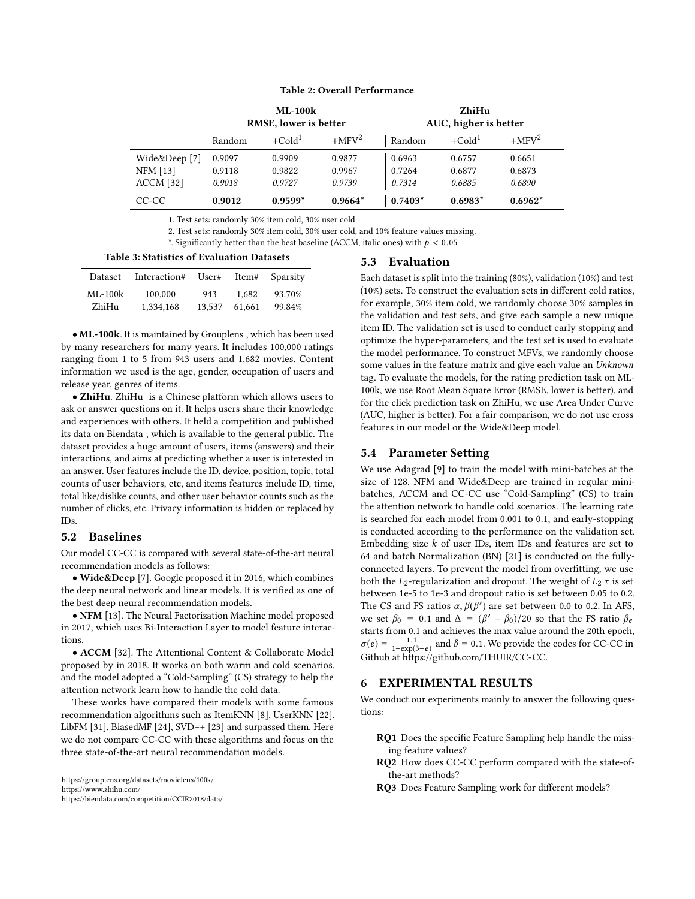**Table 2: Overall Performance**

| | ML-100k RMSE, lower is better | | | ZhiHu AUC, higher is better | | |
|---|---|---|---|---|---|---|
| | Random | +Cold[1] | +MFV[2] | Random | +Cold[1] | +MFV[2] |
| Wide&Deep [7] | 0.9097 | 0.9909 | 0.9877 | 0.6963 | 0.6757 | 0.6651 |
| NFM [13] | 0.9118 | 0.9822 | 0.9967 | 0.7264 | 0.6877 | 0.6873 |
| ACCM [32] | *0.9018* | *0.9727* | *0.9739* | *0.7314* | *0.6885* | *0.6890* |
| CC-CC | **0.9012** | **0.9599*** | **0.9664*** | **0.7403*** | **0.6983*** | **0.6962*** |

1. Test sets: randomly 30% item cold, 30% user cold.

2. Test sets: randomly 30% item cold, 30% user cold, and 10% feature values missing.

*. Significantly better than the best baseline (ACCM, italic ones) with $p < 0.05$

**Table 3: Statistics of Evaluation Datasets**

| Dataset | Interaction# | User# | Item# | Sparsity |
|---|---|---|---|---|
| ML-100k | 100,000 | 943 | 1,682 | 93.70% |
| ZhiHu | 1,334,168 | 13,537 | 61,661 | 99.84% |

- **ML-100k**. It is maintained by Grouplens , which has been used by many researchers for many years. It includes 100,000 ratings ranging from 1 to 5 from 943 users and 1,682 movies. Content information we used is the age, gender, occupation of users and release year, genres of items.
- **ZhiHu**. ZhiHu is a Chinese platform which allows users to ask or answer questions on it. It helps users share their knowledge and experiences with others. It held a competition and published its data on Biendata , which is available to the general public. The dataset provides a huge amount of users, items (answers) and their interactions, and aims at predicting whether a user is interested in an answer. User features include the ID, device, position, topic, total counts of user behaviors, etc, and items features include ID, time, total like/dislike counts, and other user behavior counts such as the number of clicks, etc. Privacy information is hidden or replaced by IDs.

## 5.2 Baselines

Our model CC-CC is compared with several state-of-the-art neural recommendation models as follows:

- **Wide&Deep** [7]. Google proposed it in 2016, which combines the deep neural network and linear models. It is verified as one of the best deep neural recommendation models.
- **NFM** [13]. The Neural Factorization Machine model proposed in 2017, which uses Bi-Interaction Layer to model feature interactions.
- **ACCM** [32]. The Attentional Content & Collaborate Model proposed by in 2018. It works on both warm and cold scenarios, and the model adopted a "Cold-Sampling" (CS) strategy to help the attention network learn how to handle the cold data.

These works have compared their models with some famous recommendation algorithms such as ItemKNN [8], UserKNN [22], LibFM [31], BiasedMF [24], SVD++ [23] and surpassed them. Here we do not compare CC-CC with these algorithms and focus on the three state-of-the-art neural recommendation models.

https://grouplens.org/datasets/movielens/100k/

https://www.zhihu.com/

https://biendata.com/competition/CCIR2018/data/

## 5.3 Evaluation

Each dataset is split into the training (80%), validation (10%) and test (10%) sets. To construct the evaluation sets in different cold ratios, for example, 30% item cold, we randomly choose 30% samples in the validation and test sets, and give each sample a new unique item ID. The validation set is used to conduct early stopping and optimize the hyper-parameters, and the test set is used to evaluate the model performance. To construct MFVs, we randomly choose some values in the feature matrix and give each value an *Unknown* tag. To evaluate the models, for the rating prediction task on ML-100k, we use Root Mean Square Error (RMSE, lower is better), and for the click prediction task on ZhiHu, we use Area Under Curve (AUC, higher is better). For a fair comparison, we do not use cross features in our model or the Wide&Deep model.

## 5.4 Parameter Setting

We use Adagrad [9] to train the model with mini-batches at the size of 128. NFM and Wide&Deep are trained in regular mini-batches, ACCM and CC-CC use "Cold-Sampling" (CS) to train the attention network to handle cold scenarios. The learning rate is searched for each model from 0.001 to 0.1, and early-stopping is conducted according to the performance on the validation set. Embedding size $k$ of user IDs, item IDs and features are set to 64 and batch Normalization (BN) [21] is conducted on the fully-connected layers. To prevent the model from overfitting, we use both the $L_2$-regularization and dropout. The weight of $L_2$ $\tau$ is set between 1e-5 to 1e-3 and dropout ratio is set between 0.05 to 0.2. The CS and FS ratios $\alpha, \beta(\beta')$ are set between 0.0 to 0.2. In AFS, we set $\beta_0 = 0.1$ and $\Delta = (\beta' - \beta_0)/20$ so that the FS ratio $\beta_e$ starts from 0.1 and achieves the max value around the 20th epoch, $\sigma(e) = \frac{1.1}{1+\exp(3-e)}$ and $\delta = 0.1$. We provide the codes for CC-CC in Github at https://github.com/THUIR/CC-CC.

# 6 EXPERIMENTAL RESULTS

We conduct our experiments mainly to answer the following questions:

- **RQ1** Does the specific Feature Sampling help handle the missing feature values?
- **RQ2** How does CC-CC perform compared with the state-of-the-art methods?
- **RQ3** Does Feature Sampling work for different models?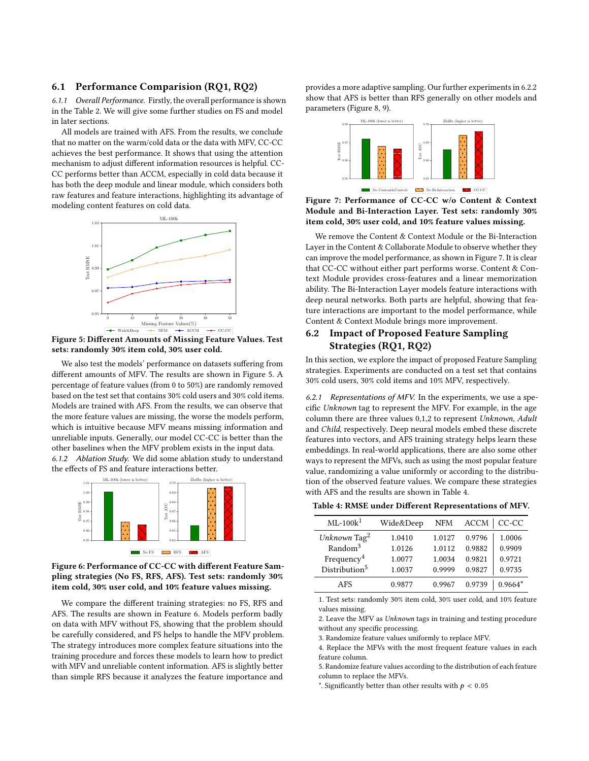## 6.1 Performance Comparision (RQ1, RQ2)

*6.1.1 Overall Performance.* Firstly, the overall performance is shown in the Table 2. We will give some further studies on FS and model in later sections.

All models are trained with AFS. From the results, we conclude that no matter on the warm/cold data or the data with MFV, CC-CC achieves the best performance. It shows that using the attention mechanism to adjust different information resources is helpful. CC-CC performs better than ACCM, especially in cold data because it has both the deep module and linear module, which considers both raw features and feature interactions, highlighting its advantage of modeling content features on cold data.

**Figure 5: Different Amounts of Missing Feature Values. Test sets: randomly 30% item cold, 30% user cold.**

We also test the models' performance on datasets suffering from different amounts of MFV. The results are shown in Figure 5. A percentage of feature values (from 0 to 50%) are randomly removed based on the test set that contains 30% cold users and 30% cold items. Models are trained with AFS. From the results, we can observe that the more feature values are missing, the worse the models perform, which is intuitive because MFV means missing information and unreliable inputs. Generally, our model CC-CC is better than the other baselines when the MFV problem exists in the input data.

*6.1.2 Ablation Study.* We did some ablation study to understand the effects of FS and feature interactions better.

**Figure 6: Performance of CC-CC with different Feature Sampling strategies (No FS, RFS, AFS). Test sets: randomly 30% item cold, 30% user cold, and 10% feature values missing.**

We compare the different training strategies: no FS, RFS and AFS. The results are shown in Feature 6. Models perform badly on data with MFV without FS, showing that the problem should be carefully considered, and FS helps to handle the MFV problem. The strategy introduces more complex feature situations into the training procedure and forces these models to learn how to predict with MFV and unreliable content information. AFS is slightly better than simple RFS because it analyzes the feature importance and provides a more adaptive sampling. Our further experiments in 6.2.2 show that AFS is better than RFS generally on other models and parameters (Figure 8, 9).

**Figure 7: Performance of CC-CC w/o Content & Context Module and Bi-Interaction Layer. Test sets: randomly 30% item cold, 30% user cold, and 10% feature values missing.**

We remove the Content & Context Module or the Bi-Interaction Layer in the Content & Collaborate Module to observe whether they can improve the model performance, as shown in Figure 7. It is clear that CC-CC without either part performs worse. Content & Context Module provides cross-features and a linear memorization ability. The Bi-Interaction Layer models feature interactions with deep neural networks. Both parts are helpful, showing that feature interactions are important to the model performance, while Content & Context Module brings more improvement.

## 6.2 Impact of Proposed Feature Sampling Strategies (RQ1, RQ2)

In this section, we explore the impact of proposed Feature Sampling strategies. Experiments are conducted on a test set that contains 30% cold users, 30% cold items and 10% MFV, respectively.

*6.2.1 Representations of MFV.* In the experiments, we use a specific *Unknown* tag to represent the MFV. For example, in the age column there are three values 0,1,2 to represent *Unknown*, *Adult* and *Child*, respectively. Deep neural models embed these discrete features into vectors, and AFS training strategy helps learn these embeddings. In real-world applications, there are also some other ways to represent the MFVs, such as using the most popular feature value, randomizing a value uniformly or according to the distribution of the observed feature values. We compare these strategies with AFS and the results are shown in Table 4.

**Table 4: RMSE under Different Representations of MFV.**

| ML-100k[1] | Wide&Deep | NFM | ACCM | CC-CC |
|---|---|---|---|---|
| *Unknown* Tag[2] | 1.0410 | 1.0127 | 0.9796 | 1.0006 |
| Random[3] | 1.0126 | 1.0112 | 0.9882 | 0.9909 |
| Frequency[4] | 1.0077 | 1.0034 | 0.9821 | 0.9721 |
| Distribution[5] | 1.0037 | 0.9999 | 0.9827 | 0.9735 |
| AFS | 0.9877 | 0.9967 | 0.9739 | 0.9664* |

1. Test sets: randomly 30% item cold, 30% user cold, and 10% feature values missing.
2. Leave the MFV as *Unknown* tags in training and testing procedure without any specific processing.
3. Randomize feature values uniformly to replace MFV.
4. Replace the MFVs with the most frequent feature values in each feature column.
5. Randomize feature values according to the distribution of each feature column to replace the MFVs.
*. Significantly better than other results with $p < 0.05$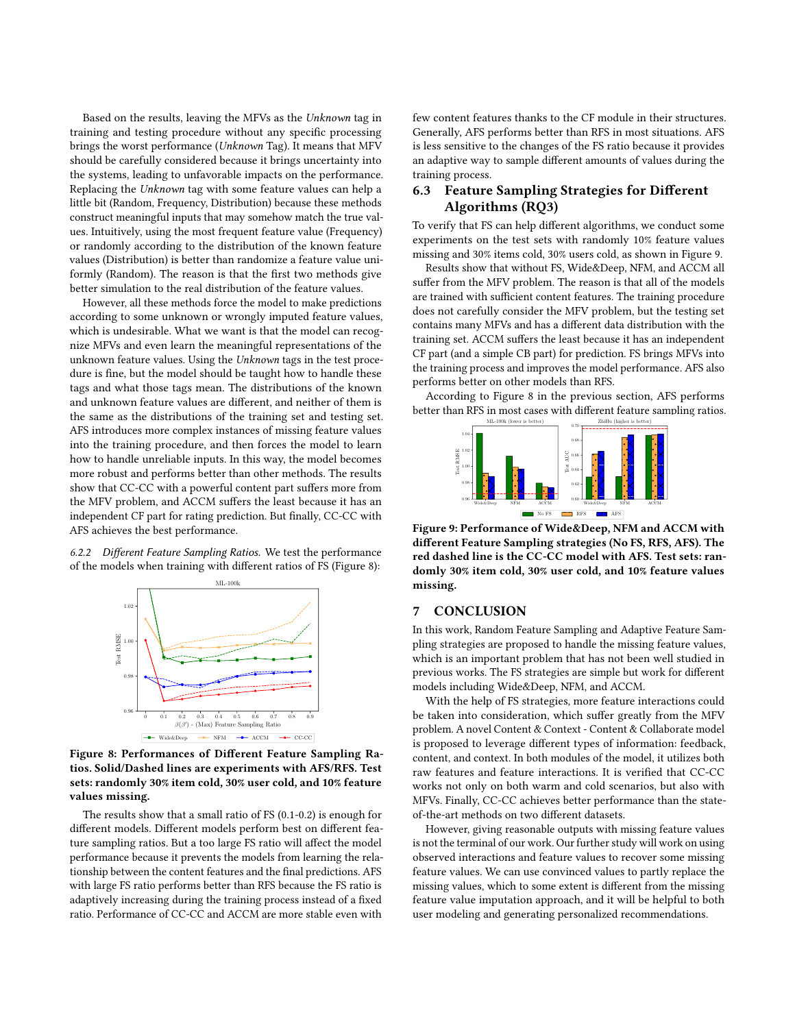Based on the results, leaving the MFVs as the *Unknown* tag in training and testing procedure without any specific processing brings the worst performance (*Unknown* Tag). It means that MFV should be carefully considered because it brings uncertainty into the systems, leading to unfavorable impacts on the performance. Replacing the *Unknown* tag with some feature values can help a little bit (Random, Frequency, Distribution) because these methods construct meaningful inputs that may somehow match the true values. Intuitively, using the most frequent feature value (Frequency) or randomly according to the distribution of the known feature values (Distribution) is better than randomize a feature value uniformly (Random). The reason is that the first two methods give better simulation to the real distribution of the feature values.

However, all these methods force the model to make predictions according to some unknown or wrongly imputed feature values, which is undesirable. What we want is that the model can recognize MFVs and even learn the meaningful representations of the unknown feature values. Using the *Unknown* tags in the test procedure is fine, but the model should be taught how to handle these tags and what those tags mean. The distributions of the known and unknown feature values are different, and neither of them is the same as the distributions of the training set and testing set. AFS introduces more complex instances of missing feature values into the training procedure, and then forces the model to learn how to handle unreliable inputs. In this way, the model becomes more robust and performs better than other methods. The results show that CC-CC with a powerful content part suffers more from the MFV problem, and ACCM suffers the least because it has an independent CF part for rating prediction. But finally, CC-CC with AFS achieves the best performance.

#### 6.2.2 *Different Feature Sampling Ratios.*

We test the performance of the models when training with different ratios of FS (Figure 8):

**Figure 8: Performances of Different Feature Sampling Ratios. Solid/Dashed lines are experiments with AFS/RFS. Test sets: randomly 30% item cold, 30% user cold, and 10% feature values missing.**

The results show that a small ratio of FS (0.1-0.2) is enough for different models. Different models perform best on different feature sampling ratios. But a too large FS ratio will affect the model performance because it prevents the models from learning the relationship between the content features and the final predictions. AFS with large FS ratio performs better than RFS because the FS ratio is adaptively increasing during the training process instead of a fixed ratio. Performance of CC-CC and ACCM are more stable even with few content features thanks to the CF module in their structures. Generally, AFS performs better than RFS in most situations. AFS is less sensitive to the changes of the FS ratio because it provides an adaptive way to sample different amounts of values during the training process.

### 6.3 Feature Sampling Strategies for Different Algorithms (RQ3)

To verify that FS can help different algorithms, we conduct some experiments on the test sets with randomly 10% feature values missing and 30% items cold, 30% users cold, as shown in Figure 9.

Results show that without FS, Wide&Deep, NFM, and ACCM all suffer from the MFV problem. The reason is that all of the models are trained with sufficient content features. The training procedure does not carefully consider the MFV problem, but the testing set contains many MFVs and has a different data distribution with the training set. ACCM suffers the least because it has an independent CF part (and a simple CB part) for prediction. FS brings MFVs into the training process and improves the model performance. AFS also performs better on other models than RFS.

According to Figure 8 in the previous section, AFS performs better than RFS in most cases with different feature sampling ratios.

**Figure 9: Performance of Wide&Deep, NFM and ACCM with different Feature Sampling strategies (No FS, RFS, AFS). The red dashed line is the CC-CC model with AFS. Test sets: randomly 30% item cold, 30% user cold, and 10% feature values missing.**

## 7 CONCLUSION

In this work, Random Feature Sampling and Adaptive Feature Sampling strategies are proposed to handle the missing feature values, which is an important problem that has not been well studied in previous works. The FS strategies are simple but work for different models including Wide&Deep, NFM, and ACCM.

With the help of FS strategies, more feature interactions could be taken into consideration, which suffer greatly from the MFV problem. A novel Content & Context - Content & Collaborate model is proposed to leverage different types of information: feedback, content, and context. In both modules of the model, it utilizes both raw features and feature interactions. It is verified that CC-CC works not only on both warm and cold scenarios, but also with MFVs. Finally, CC-CC achieves better performance than the state-of-the-art methods on two different datasets.

However, giving reasonable outputs with missing feature values is not the terminal of our work. Our further study will work on using observed interactions and feature values to recover some missing feature values. We can use convinced values to partly replace the missing values, which to some extent is different from the missing feature value imputation approach, and it will be helpful to both user modeling and generating personalized recommendations.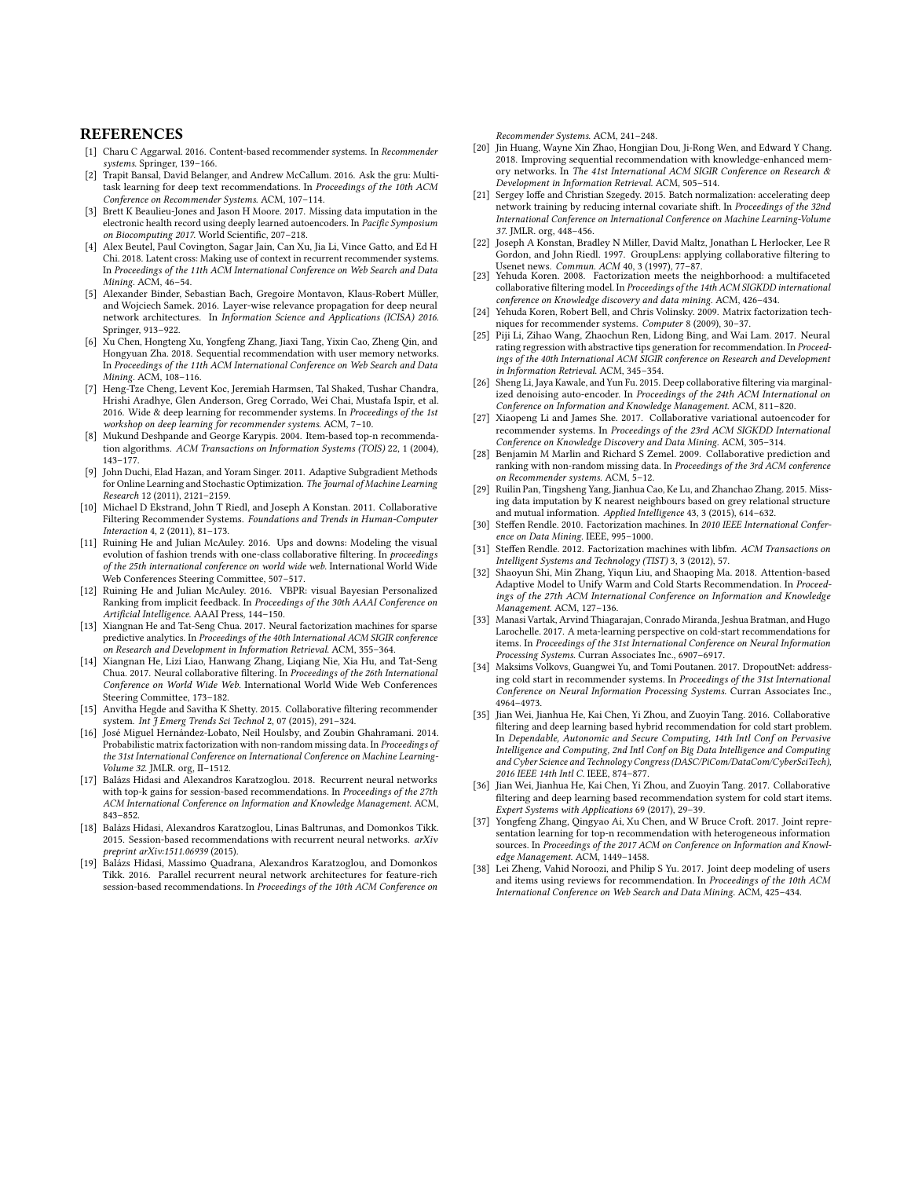## REFERENCES

[1] Charu C Aggarwal. 2016. Content-based recommender systems. In *Recommender systems*. Springer, 139–166.

[2] Trapit Bansal, David Belanger, and Andrew McCallum. 2016. Ask the gru: Multi-task learning for deep text recommendations. In *Proceedings of the 10th ACM Conference on Recommender Systems*. ACM, 107–114.

[3] Brett K Beaulieu-Jones and Jason H Moore. 2017. Missing data imputation in the electronic health record using deeply learned autoencoders. In *Pacific Symposium on Biocomputing 2017*. World Scientific, 207–218.

[4] Alex Beutel, Paul Covington, Sagar Jain, Can Xu, Jia Li, Vince Gatto, and Ed H Chi. 2018. Latent cross: Making use of context in recurrent recommender systems. In *Proceedings of the 11th ACM International Conference on Web Search and Data Mining*. ACM, 46–54.

[5] Alexander Binder, Sebastian Bach, Gregoire Montavon, Klaus-Robert Müller, and Wojciech Samek. 2016. Layer-wise relevance propagation for deep neural network architectures. In *Information Science and Applications (ICISA) 2016*. Springer, 913–922.

[6] Xu Chen, Hongteng Xu, Yongfeng Zhang, Jiaxi Tang, Yixin Cao, Zheng Qin, and Hongyuan Zha. 2018. Sequential recommendation with user memory networks. In *Proceedings of the 11th ACM International Conference on Web Search and Data Mining*. ACM, 108–116.

[7] Heng-Tze Cheng, Levent Koc, Jeremiah Harmsen, Tal Shaked, Tushar Chandra, Hrishi Aradhye, Glen Anderson, Greg Corrado, Wei Chai, Mustafa Ispir, et al. 2016. Wide & deep learning for recommender systems. In *Proceedings of the 1st workshop on deep learning for recommender systems*. ACM, 7–10.

[8] Mukund Deshpande and George Karypis. 2004. Item-based top-n recommendation algorithms. *ACM Transactions on Information Systems (TOIS)* 22, 1 (2004), 143–177.

[9] John Duchi, Elad Hazan, and Yoram Singer. 2011. Adaptive Subgradient Methods for Online Learning and Stochastic Optimization. *The Journal of Machine Learning Research* 12 (2011), 2121–2159.

[10] Michael D Ekstrand, John T Riedl, and Joseph A Konstan. 2011. Collaborative Filtering Recommender Systems. *Foundations and Trends in Human-Computer Interaction* 4, 2 (2011), 81–173.

[11] Ruining He and Julian McAuley. 2016. Ups and downs: Modeling the visual evolution of fashion trends with one-class collaborative filtering. In *proceedings of the 25th international conference on world wide web*. International World Wide Web Conferences Steering Committee, 507–517.

[12] Ruining He and Julian McAuley. 2016. VBPR: visual Bayesian Personalized Ranking from implicit feedback. In *Proceedings of the 30th AAAI Conference on Artificial Intelligence*. AAAI Press, 144–150.

[13] Xiangnan He and Tat-Seng Chua. 2017. Neural factorization machines for sparse predictive analytics. In *Proceedings of the 40th International ACM SIGIR conference on Research and Development in Information Retrieval*. ACM, 355–364.

[14] Xiangnan He, Lizi Liao, Hanwang Zhang, Liqiang Nie, Xia Hu, and Tat-Seng Chua. 2017. Neural collaborative filtering. In *Proceedings of the 26th International Conference on World Wide Web*. International World Wide Web Conferences Steering Committee, 173–182.

[15] Anvitha Hegde and Savitha K Shetty. 2015. Collaborative filtering recommender system. *Int J Emerg Trends Sci Technol* 2, 07 (2015), 291–324.

[16] José Miguel Hernández-Lobato, Neil Houlsby, and Zoubin Ghahramani. 2014. Probabilistic matrix factorization with non-random missing data. In *Proceedings of the 31st International Conference on International Conference on Machine Learning-Volume 32*. JMLR. org, II–1512.

[17] Balázs Hidasi and Alexandros Karatzoglou. 2018. Recurrent neural networks with top-k gains for session-based recommendations. In *Proceedings of the 27th ACM International Conference on Information and Knowledge Management*. ACM, 843–852.

[18] Balázs Hidasi, Alexandros Karatzoglou, Linas Baltrunas, and Domonkos Tikk. 2015. Session-based recommendations with recurrent neural networks. *arXiv preprint arXiv:1511.06939* (2015).

[19] Balázs Hidasi, Massimo Quadrana, Alexandros Karatzoglou, and Domonkos Tikk. 2016. Parallel recurrent neural network architectures for feature-rich session-based recommendations. In *Proceedings of the 10th ACM Conference on Recommender Systems*. ACM, 241–248.

[20] Jin Huang, Wayne Xin Zhao, Hongjian Dou, Ji-Rong Wen, and Edward Y Chang. 2018. Improving sequential recommendation with knowledge-enhanced memory networks. In *The 41st International ACM SIGIR Conference on Research & Development in Information Retrieval*. ACM, 505–514.

[21] Sergey Ioffe and Christian Szegedy. 2015. Batch normalization: accelerating deep network training by reducing internal covariate shift. In *Proceedings of the 32nd International Conference on International Conference on Machine Learning-Volume 37*. JMLR. org, 448–456.

[22] Joseph A Konstan, Bradley N Miller, David Maltz, Jonathan L Herlocker, Lee R Gordon, and John Riedl. 1997. GroupLens: applying collaborative filtering to Usenet news. *Commun. ACM* 40, 3 (1997), 77–87.

[23] Yehuda Koren. 2008. Factorization meets the neighborhood: a multifaceted collaborative filtering model. In *Proceedings of the 14th ACM SIGKDD international conference on Knowledge discovery and data mining*. ACM, 426–434.

[24] Yehuda Koren, Robert Bell, and Chris Volinsky. 2009. Matrix factorization techniques for recommender systems. *Computer* 8 (2009), 30–37.

[25] Piji Li, Zihao Wang, Zhaochun Ren, Lidong Bing, and Wai Lam. 2017. Neural rating regression with abstractive tips generation for recommendation. In *Proceedings of the 40th International ACM SIGIR conference on Research and Development in Information Retrieval*. ACM, 345–354.

[26] Sheng Li, Jaya Kawale, and Yun Fu. 2015. Deep collaborative filtering via marginalized denoising auto-encoder. In *Proceedings of the 24th ACM International on Conference on Information and Knowledge Management*. ACM, 811–820.

[27] Xiaopeng Li and James She. 2017. Collaborative variational autoencoder for recommender systems. In *Proceedings of the 23rd ACM SIGKDD International Conference on Knowledge Discovery and Data Mining*. ACM, 305–314.

[28] Benjamin M Marlin and Richard S Zemel. 2009. Collaborative prediction and ranking with non-random missing data. In *Proceedings of the 3rd ACM conference on Recommender systems*. ACM, 5–12.

[29] Ruilin Pan, Tingsheng Yang, Jianhua Cao, Ke Lu, and Zhanchao Zhang. 2015. Missing data imputation by K nearest neighbours based on grey relational structure and mutual information. *Applied Intelligence* 43, 3 (2015), 614–632.

[30] Steffen Rendle. 2010. Factorization machines. In *2010 IEEE International Conference on Data Mining*. IEEE, 995–1000.

[31] Steffen Rendle. 2012. Factorization machines with libfm. *ACM Transactions on Intelligent Systems and Technology (TIST)* 3, 3 (2012), 57.

[32] Shaoyun Shi, Min Zhang, Yiqun Liu, and Shaoping Ma. 2018. Attention-based Adaptive Model to Unify Warm and Cold Starts Recommendation. In *Proceedings of the 27th ACM International Conference on Information and Knowledge Management*. ACM, 127–136.

[33] Manasi Vartak, Arvind Thiagarajan, Conrado Miranda, Jeshua Bratman, and Hugo Larochelle. 2017. A meta-learning perspective on cold-start recommendations for items. In *Proceedings of the 31st International Conference on Neural Information Processing Systems*. Curran Associates Inc., 6907–6917.

[34] Maksims Volkovs, Guangwei Yu, and Tomi Poutanen. 2017. DropoutNet: addressing cold start in recommender systems. In *Proceedings of the 31st International Conference on Neural Information Processing Systems*. Curran Associates Inc., 4964–4973.

[35] Jian Wei, Jianhua He, Kai Chen, Yi Zhou, and Zuoyin Tang. 2016. Collaborative filtering and deep learning based hybrid recommendation for cold start problem. In *Dependable, Autonomic and Secure Computing, 14th Intl Conf on Pervasive Intelligence and Computing, 2nd Intl Conf on Big Data Intelligence and Computing and Cyber Science and Technology Congress (DASC/PiCom/DataCom/CyberSciTech), 2016 IEEE 14th Intl C*. IEEE, 874–877.

[36] Jian Wei, Jianhua He, Kai Chen, Yi Zhou, and Zuoyin Tang. 2017. Collaborative filtering and deep learning based recommendation system for cold start items. *Expert Systems with Applications* 69 (2017), 29–39.

[37] Yongfeng Zhang, Qingyao Ai, Xu Chen, and W Bruce Croft. 2017. Joint representation learning for top-n recommendation with heterogeneous information sources. In *Proceedings of the 2017 ACM on Conference on Information and Knowledge Management*. ACM, 1449–1458.

[38] Lei Zheng, Vahid Noroozi, and Philip S Yu. 2017. Joint deep modeling of users and items using reviews for recommendation. In *Proceedings of the 10th ACM International Conference on Web Search and Data Mining*. ACM, 425–434.